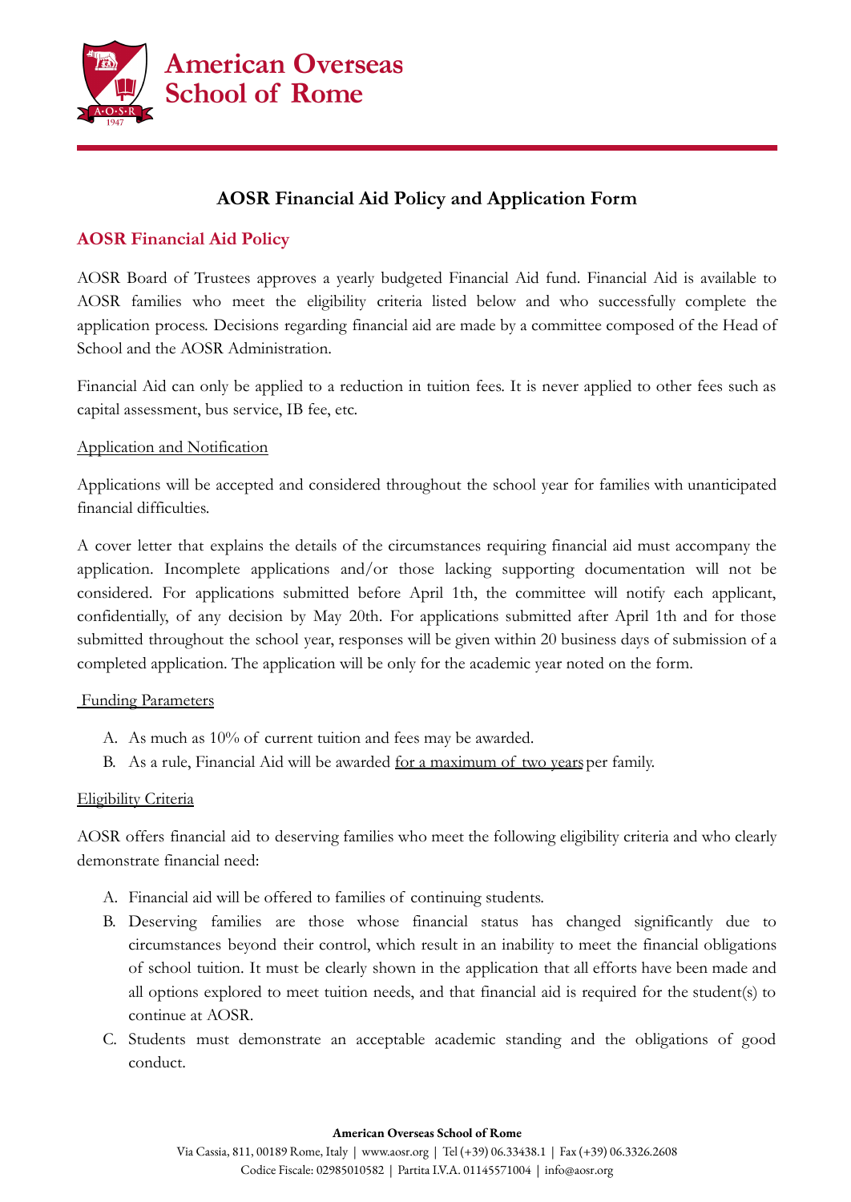American Overseas School of Rome

# AOSR Financial Aid Policy and Application Form

## AOSR Financial Aid Policy

AOSR Board of Trustees approves a yearly budgeted Financial Aid fund. Financial Aid is available to AOSR families who meet the eligibility criteria listed below and who successfully complete the application process. Decisions regarding financial aid are made by a committee composed of the Head of School and the AOSR Administration.

Financial Aid can only be applied to a reduction in tuition fees. It is never applied to other fees such as capital assessment, bus service, IB fee, etc.

### Application and Notification

Applications will be accepted and considered throughout the school year for families with unanticipated financial difficulties.

A cover letter that explains the details of the circumstances requiring financial aid must accompany the application. Incomplete applications and/or those lacking supporting documentation will not be considered. For applications submitted before April 1th, the committee will notify each applicant, confidentially, of any decision by May 20th. For applications submitted after April 1th and for those submitted throughout the school year, responses will be given within 20 business days of submission of a completed application. The application will be only for the academic year noted on the form.

### Funding Parameters

A. As much as 10% of current tuition and fees may be awarded.

B. As a rule, Financial Aid will be awarded for a maximum of two years per family.

### Eligibility Criteria

AOSR offers financial aid to deserving families who meet the following eligibility criteria and who clearly demonstrate financial need:

A. Financial aid will be offered to families of continuing students.

B. Deserving families are those whose financial status has changed significantly due to circumstances beyond their control, which result in an inability to meet the financial obligations of school tuition. It must be clearly shown in the application that all efforts have been made and all options explored to meet tuition needs, and that financial aid is required for the student(s) to continue at AOSR.

C. Students must demonstrate an acceptable academic standing and the obligations of good conduct.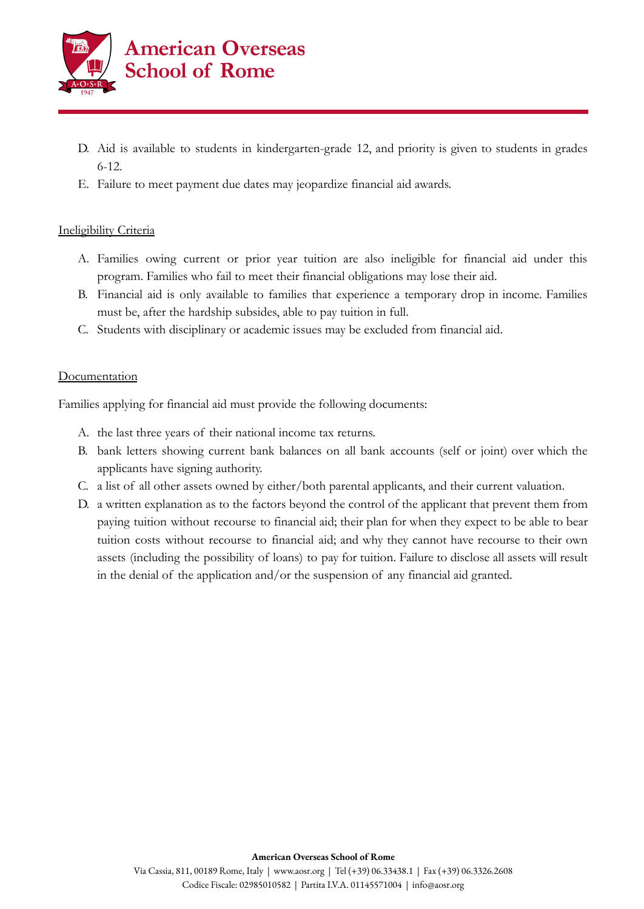D. Aid is available to students in kindergarten-grade 12, and priority is given to students in grades 6-12.

E. Failure to meet payment due dates may jeopardize financial aid awards.

<u>Ineligibility Criteria</u>

A. Families owing current or prior year tuition are also ineligible for financial aid under this program. Families who fail to meet their financial obligations may lose their aid.

B. Financial aid is only available to families that experience a temporary drop in income. Families must be, after the hardship subsides, able to pay tuition in full.

C. Students with disciplinary or academic issues may be excluded from financial aid.

<u>Documentation</u>

Families applying for financial aid must provide the following documents:

A. the last three years of their national income tax returns.

B. bank letters showing current bank balances on all bank accounts (self or joint) over which the applicants have signing authority.

C. a list of all other assets owned by either/both parental applicants, and their current valuation.

D. a written explanation as to the factors beyond the control of the applicant that prevent them from paying tuition without recourse to financial aid; their plan for when they expect to be able to bear tuition costs without recourse to financial aid; and why they cannot have recourse to their own assets (including the possibility of loans) to pay for tuition. Failure to disclose all assets will result in the denial of the application and/or the suspension of any financial aid granted.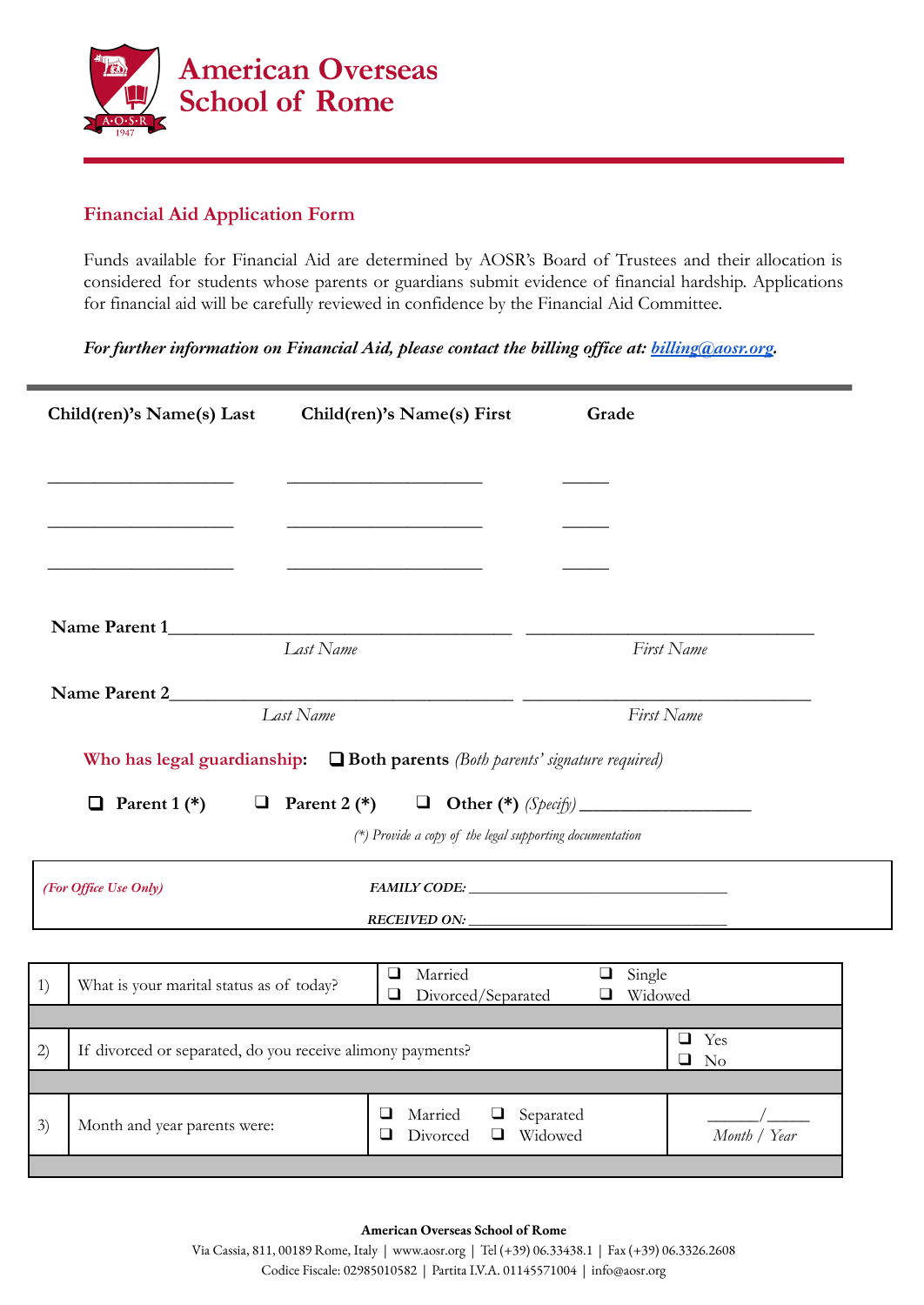**American Overseas School of Rome**

## Financial Aid Application Form

Funds available for Financial Aid are determined by AOSR's Board of Trustees and their allocation is considered for students whose parents or guardians submit evidence of financial hardship. Applications for financial aid will be carefully reviewed in confidence by the Financial Aid Committee.

***For further information on Financial Aid, please contact the billing office at: [billing@aosr.org](mailto:billing@aosr.org).***

| Child(ren)'s Name(s) Last | Child(ren)'s Name(s) First | Grade |
|---|---|---|
| ____________________ | ____________________ | _____ |
| ____________________ | ____________________ | _____ |
| ____________________ | ____________________ | _____ |

**Name Parent 1**____________________________________ ______________________________
*Last Name* *First Name*

**Name Parent 2**____________________________________ ______________________________
*Last Name* *First Name*

**Who has legal guardianship:** ❑ **Both parents** *(Both parents' signature required)*

❑ **Parent 1 (*)** ❑ **Parent 2 (*)** ❑ **Other (*)** *(Specify)* __________________

*(*) Provide a copy of the legal supporting documentation*

*(For Office Use Only)* ***FAMILY CODE:*** ________________________________

***RECEIVED ON:*** ________________________________

| | | | |
|---|---|---|---|
| 1) | What is your marital status as of today? | ❑ Married ❑ Divorced/Separated | ❑ Single ❑ Widowed |
| 2) | If divorced or separated, do you receive alimony payments? | | ❑ Yes ❑ No |
| 3) | Month and year parents were: | ❑ Married ❑ Separated ❑ Divorced ❑ Widowed | ______/_____ *Month / Year* |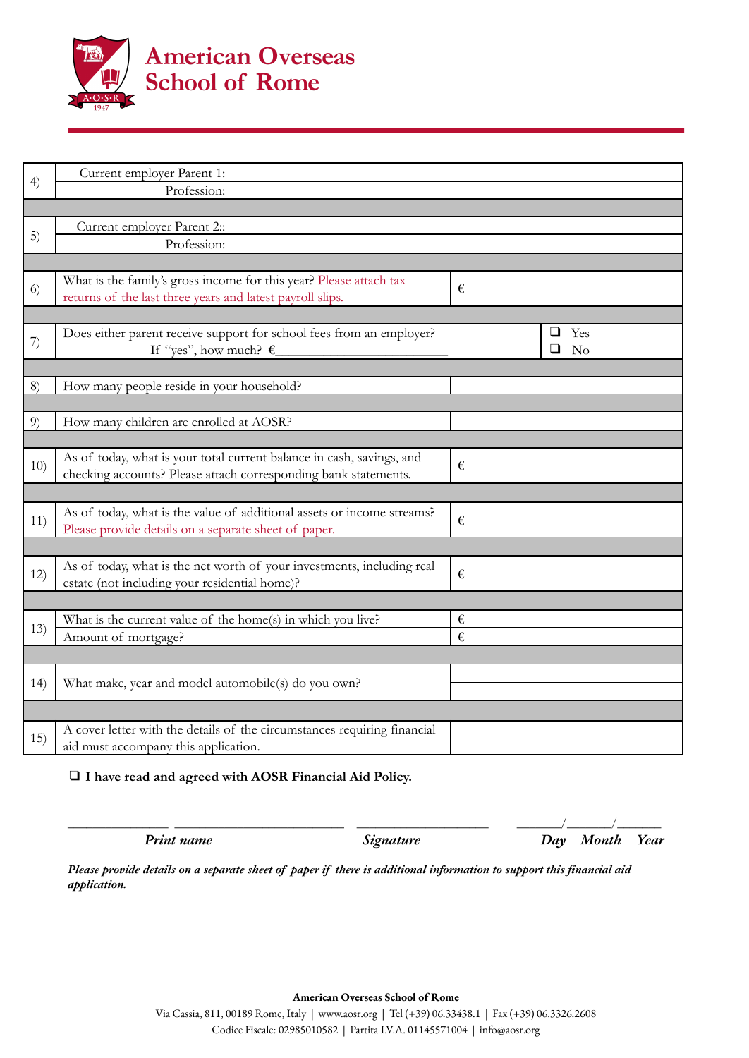# American Overseas School of Rome

| | | |
|---|---|---|
| 4) | Current employer Parent 1: | |
| | Profession: | |
| 5) | Current employer Parent 2:: | |
| | Profession: | |
| 6) | What is the family's gross income for this year? Please attach tax returns of the last three years and latest payroll slips. | € |
| 7) | Does either parent receive support for school fees from an employer? If "yes", how much? €_______________________ | ❑ Yes ❑ No |
| 8) | How many people reside in your household? | |
| 9) | How many children are enrolled at AOSR? | |
| 10) | As of today, what is your total current balance in cash, savings, and checking accounts? Please attach corresponding bank statements. | € |
| 11) | As of today, what is the value of additional assets or income streams? Please provide details on a separate sheet of paper. | € |
| 12) | As of today, what is the net worth of your investments, including real estate (not including your residential home)? | € |
| 13) | What is the current value of the home(s) in which you live? | € |
| | Amount of mortgage? | € |
| 14) | What make, year and model automobile(s) do you own? | |
| 15) | A cover letter with the details of the circumstances requiring financial aid must accompany this application. | |

❑ **I have read and agreed with AOSR Financial Aid Policy.**

_____________ _______________________ ___________________ ______/______/______

***Print name*** ***Signature*** ***Day Month Year***

***Please provide details on a separate sheet of paper if there is additional information to support this financial aid application.***

**American Overseas School of Rome**

Via Cassia, 811, 00189 Rome, Italy | www.aosr.org | Tel (+39) 06.33438.1 | Fax (+39) 06.3326.2608

Codice Fiscale: 02985010582 | Partita I.V.A. 01145571004 | info@aosr.org